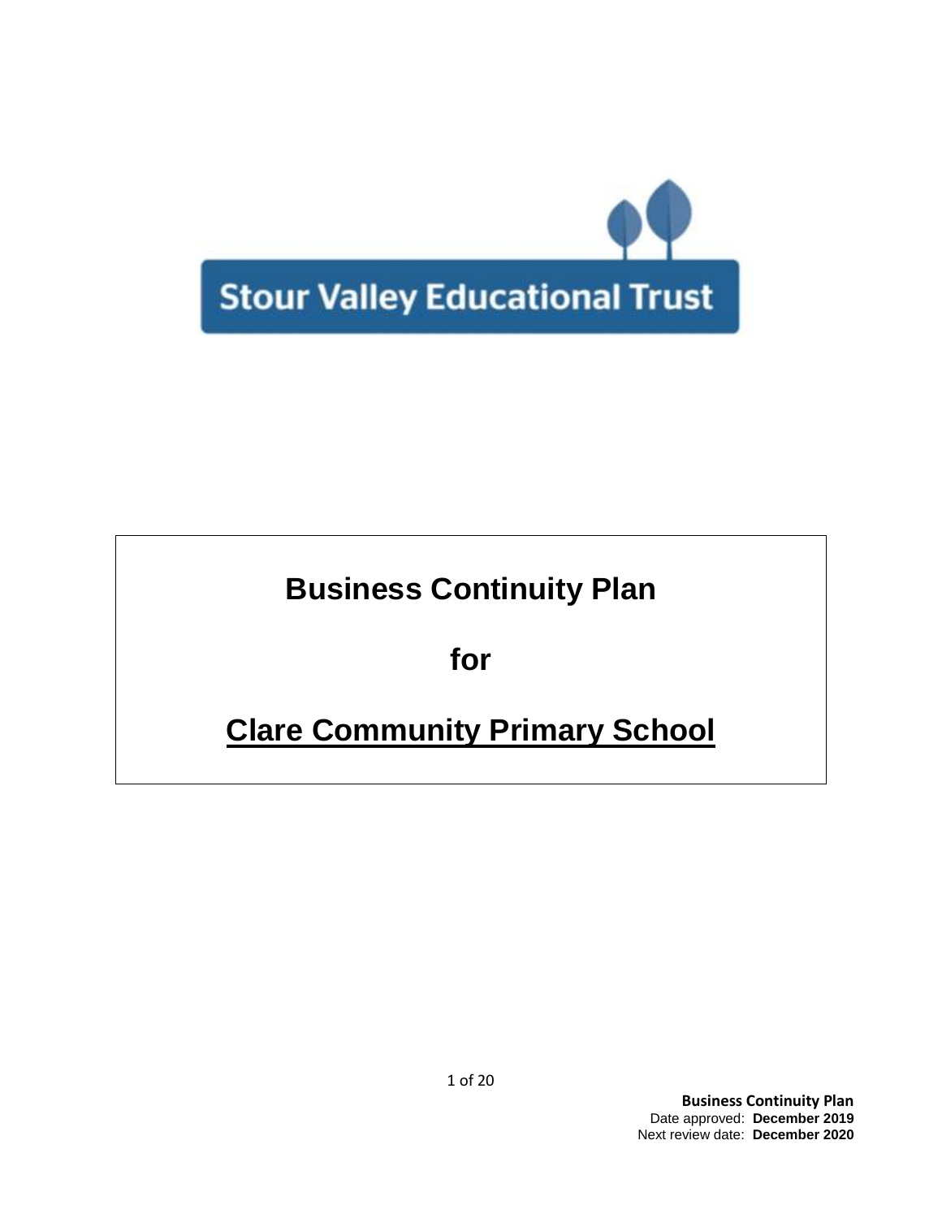Stour Valley Educational Trust

# Business Continuity Plan

## for

## Clare Community Primary School

**Business Continuity Plan**
Date approved: **December 2019**
Next review date: **December 2020**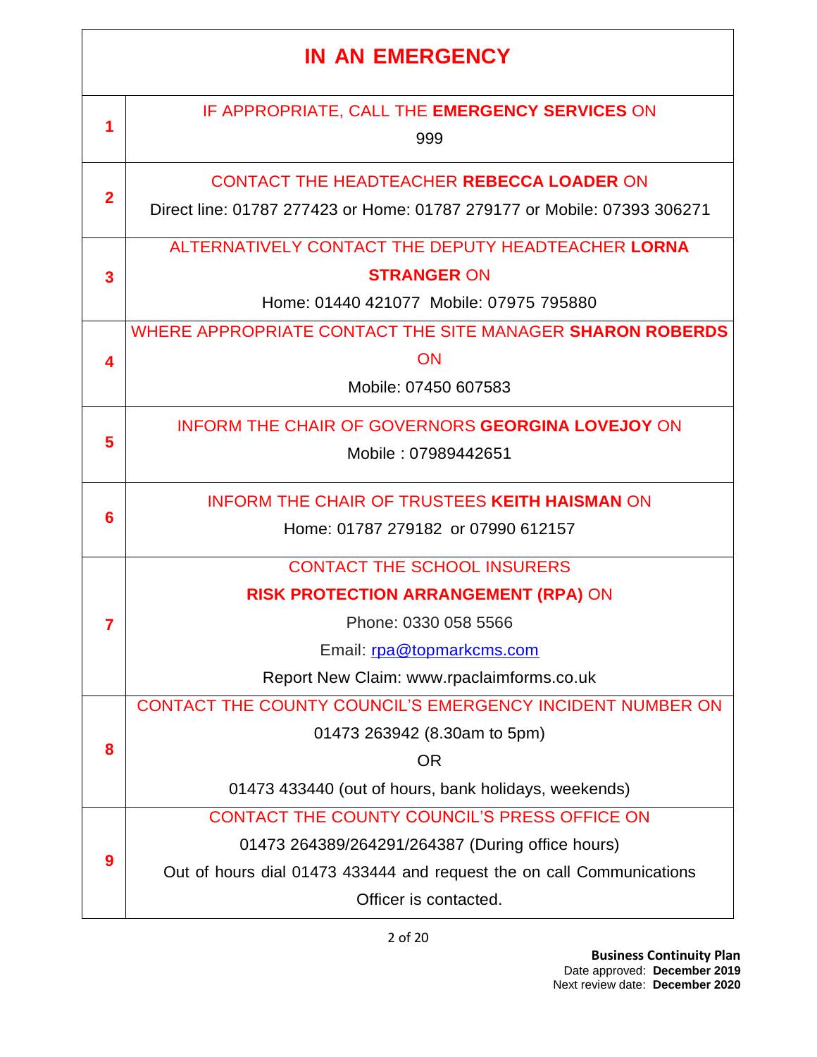# IN AN EMERGENCY

| | |
|---|---|
| **1** | IF APPROPRIATE, CALL THE **EMERGENCY SERVICES** ON<br>999 |
| **2** | CONTACT THE HEADTEACHER **REBECCA LOADER** ON<br>Direct line: 01787 277423 or Home: 01787 279177 or Mobile: 07393 306271 |
| **3** | ALTERNATIVELY CONTACT THE DEPUTY HEADTEACHER **LORNA STRANGER** ON<br>Home: 01440 421077 Mobile: 07975 795880 |
| **4** | WHERE APPROPRIATE CONTACT THE SITE MANAGER **SHARON ROBERDS** ON<br>Mobile: 07450 607583 |
| **5** | INFORM THE CHAIR OF GOVERNORS **GEORGINA LOVEJOY** ON<br>Mobile : 07989442651 |
| **6** | INFORM THE CHAIR OF TRUSTEES **KEITH HAISMAN** ON<br>Home: 01787 279182 or 07990 612157 |
| **7** | CONTACT THE SCHOOL INSURERS<br>**RISK PROTECTION ARRANGEMENT (RPA)** ON<br>Phone: 0330 058 5566<br>Email: rpa@topmarkcms.com<br>Report New Claim: www.rpaclaimforms.co.uk |
| **8** | CONTACT THE COUNTY COUNCIL'S EMERGENCY INCIDENT NUMBER ON<br>01473 263942 (8.30am to 5pm)<br>OR<br>01473 433440 (out of hours, bank holidays, weekends) |
| **9** | CONTACT THE COUNTY COUNCIL'S PRESS OFFICE ON<br>01473 264389/264291/264387 (During office hours)<br>Out of hours dial 01473 433444 and request the on call Communications Officer is contacted. |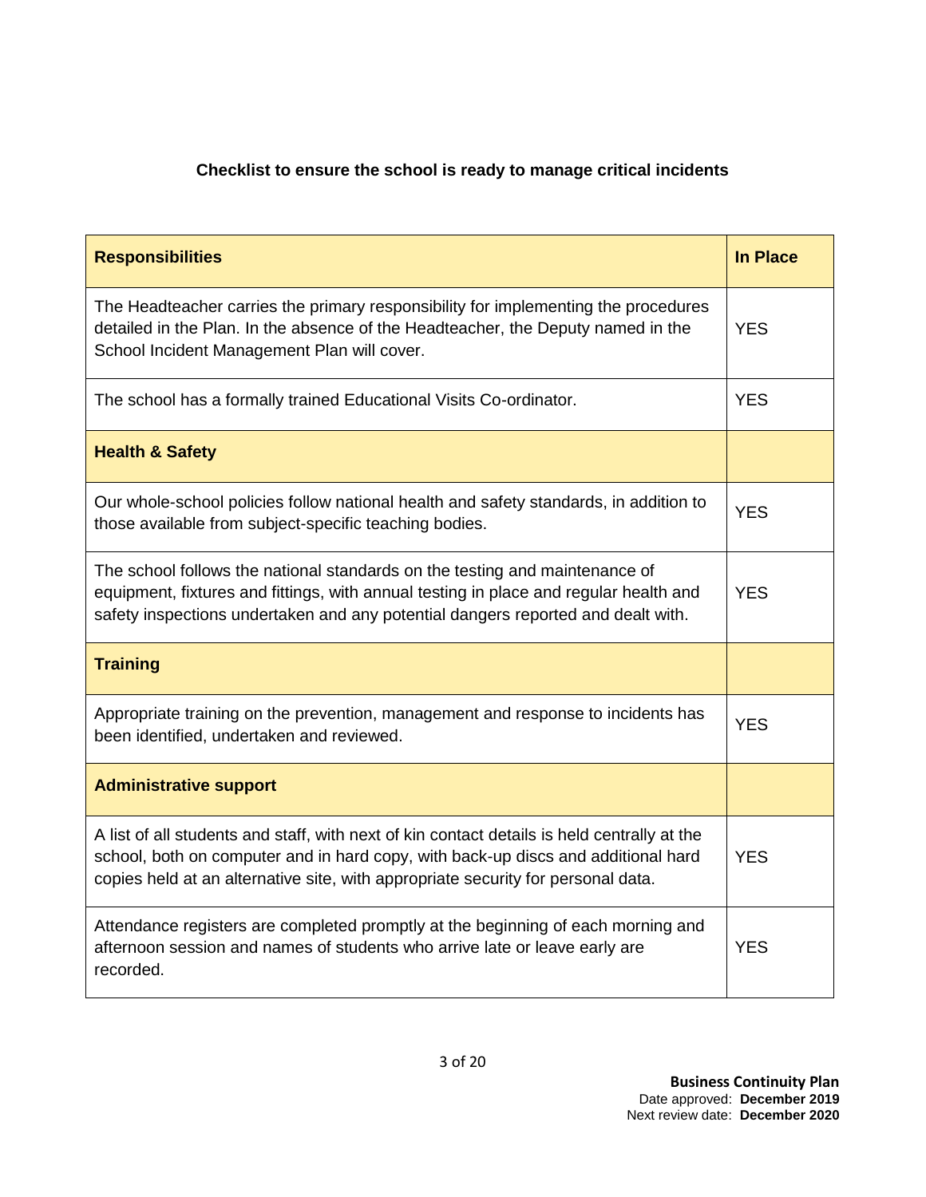**Checklist to ensure the school is ready to manage critical incidents**

| **Responsibilities** | **In Place** |
| --- | --- |
| The Headteacher carries the primary responsibility for implementing the procedures detailed in the Plan. In the absence of the Headteacher, the Deputy named in the School Incident Management Plan will cover. | YES |
| The school has a formally trained Educational Visits Co-ordinator. | YES |
| **Health & Safety** | |
| Our whole-school policies follow national health and safety standards, in addition to those available from subject-specific teaching bodies. | YES |
| The school follows the national standards on the testing and maintenance of equipment, fixtures and fittings, with annual testing in place and regular health and safety inspections undertaken and any potential dangers reported and dealt with. | YES |
| **Training** | |
| Appropriate training on the prevention, management and response to incidents has been identified, undertaken and reviewed. | YES |
| **Administrative support** | |
| A list of all students and staff, with next of kin contact details is held centrally at the school, both on computer and in hard copy, with back-up discs and additional hard copies held at an alternative site, with appropriate security for personal data. | YES |
| Attendance registers are completed promptly at the beginning of each morning and afternoon session and names of students who arrive late or leave early are recorded. | YES |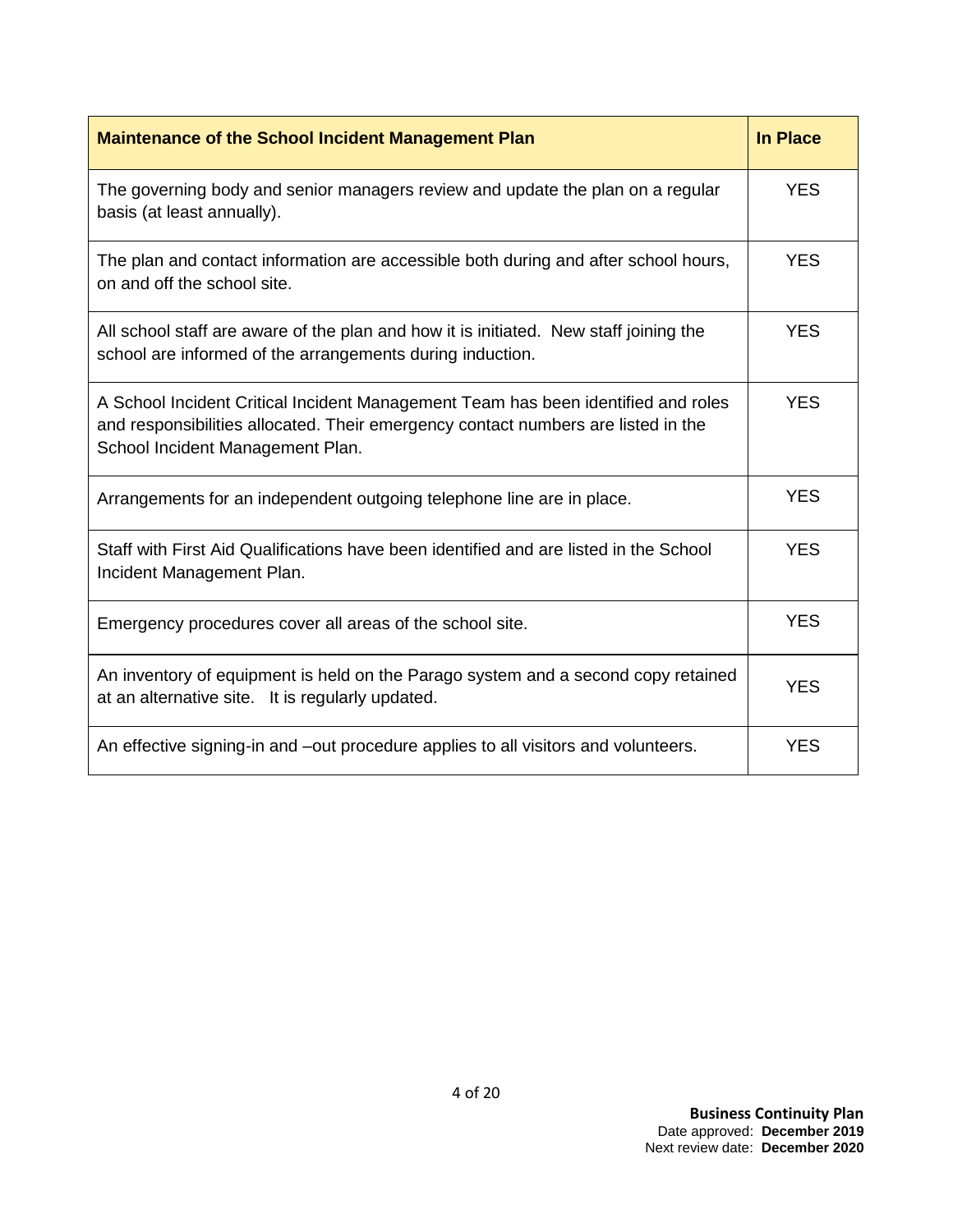| Maintenance of the School Incident Management Plan | In Place |
|---|---|
| The governing body and senior managers review and update the plan on a regular basis (at least annually). | YES |
| The plan and contact information are accessible both during and after school hours, on and off the school site. | YES |
| All school staff are aware of the plan and how it is initiated. New staff joining the school are informed of the arrangements during induction. | YES |
| A School Incident Critical Incident Management Team has been identified and roles and responsibilities allocated. Their emergency contact numbers are listed in the School Incident Management Plan. | YES |
| Arrangements for an independent outgoing telephone line are in place. | YES |
| Staff with First Aid Qualifications have been identified and are listed in the School Incident Management Plan. | YES |
| Emergency procedures cover all areas of the school site. | YES |
| An inventory of equipment is held on the Parago system and a second copy retained at an alternative site. It is regularly updated. | YES |
| An effective signing-in and –out procedure applies to all visitors and volunteers. | YES |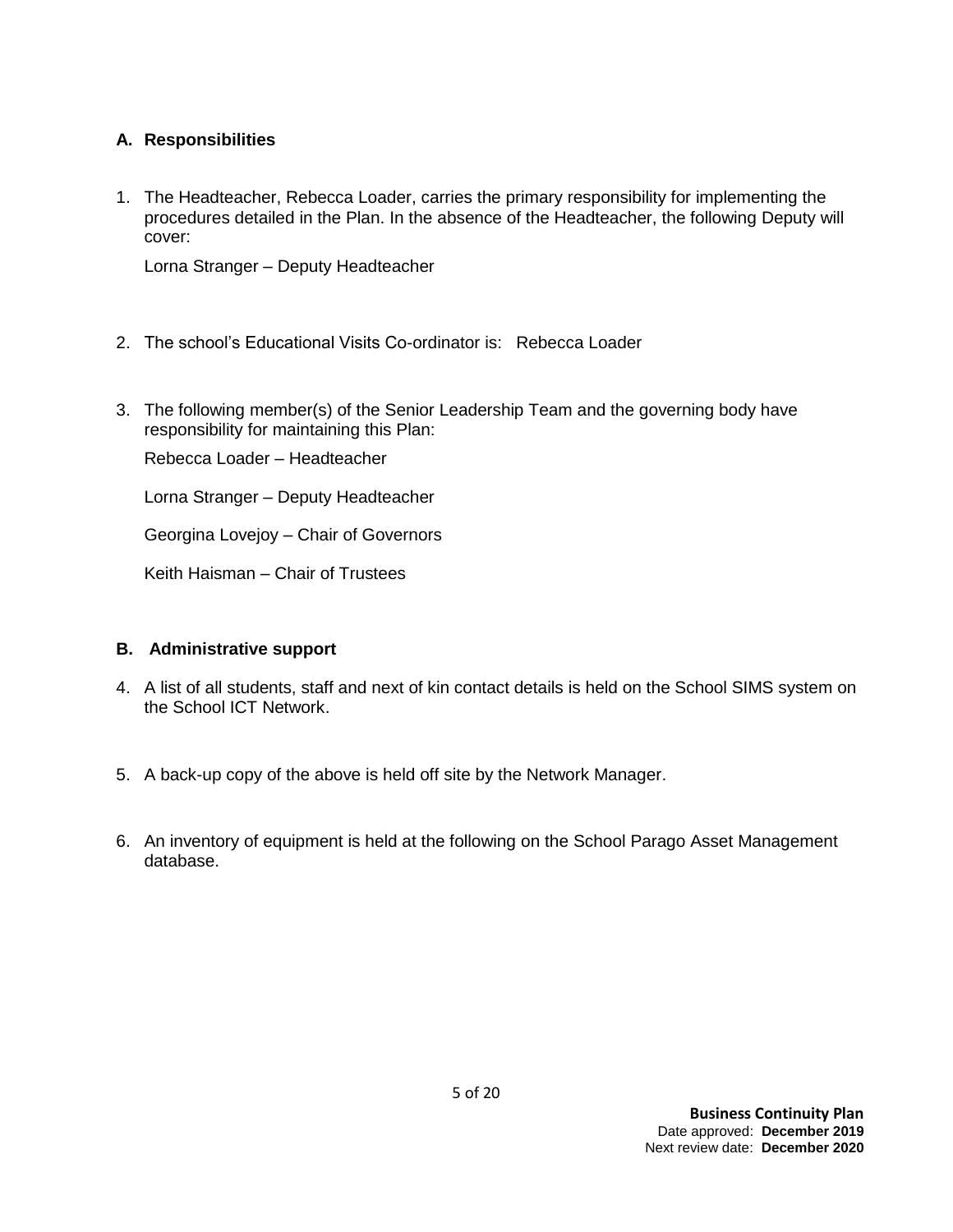## A. Responsibilities

1. The Headteacher, Rebecca Loader, carries the primary responsibility for implementing the procedures detailed in the Plan. In the absence of the Headteacher, the following Deputy will cover:

   Lorna Stranger – Deputy Headteacher

2. The school's Educational Visits Co-ordinator is: Rebecca Loader

3. The following member(s) of the Senior Leadership Team and the governing body have responsibility for maintaining this Plan:

   Rebecca Loader – Headteacher

   Lorna Stranger – Deputy Headteacher

   Georgina Lovejoy – Chair of Governors

   Keith Haisman – Chair of Trustees

## B. Administrative support

4. A list of all students, staff and next of kin contact details is held on the School SIMS system on the School ICT Network.

5. A back-up copy of the above is held off site by the Network Manager.

6. An inventory of equipment is held at the following on the School Parago Asset Management database.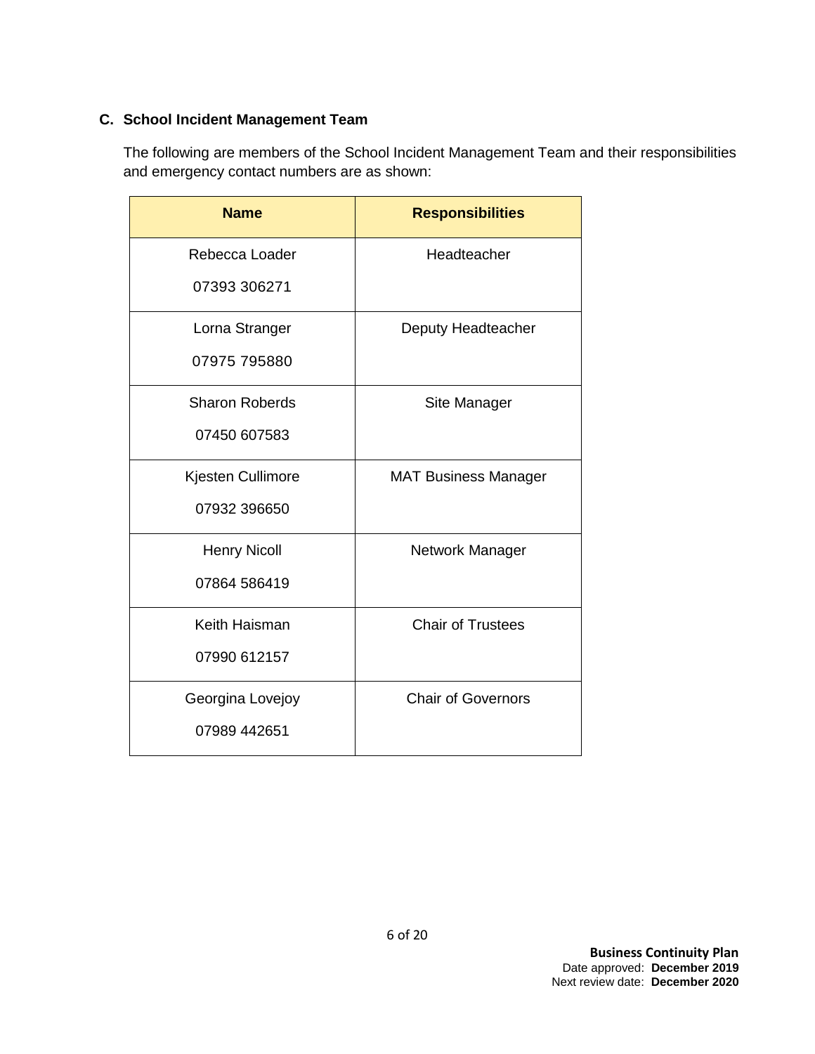### C. School Incident Management Team

The following are members of the School Incident Management Team and their responsibilities and emergency contact numbers are as shown:

| Name | Responsibilities |
| --- | --- |
| Rebecca Loader<br>07393 306271 | Headteacher |
| Lorna Stranger<br>07975 795880 | Deputy Headteacher |
| Sharon Roberds<br>07450 607583 | Site Manager |
| Kjesten Cullimore<br>07932 396650 | MAT Business Manager |
| Henry Nicoll<br>07864 586419 | Network Manager |
| Keith Haisman<br>07990 612157 | Chair of Trustees |
| Georgina Lovejoy<br>07989 442651 | Chair of Governors |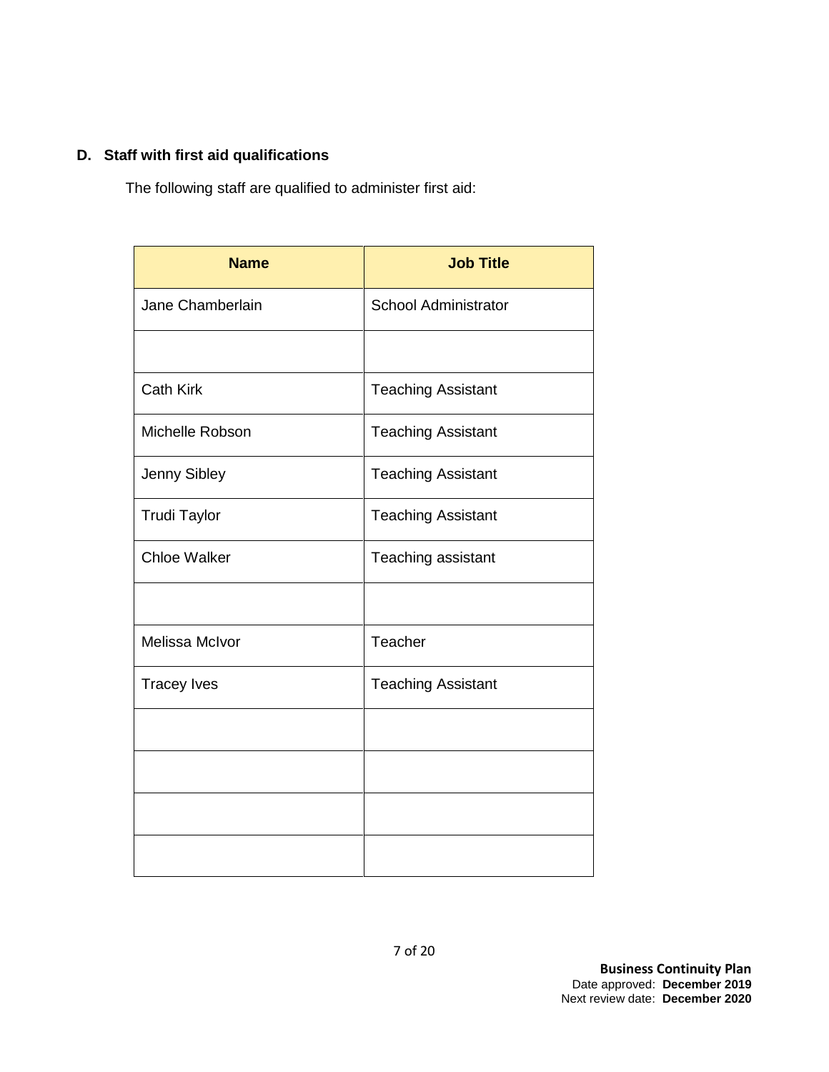### D. Staff with first aid qualifications

The following staff are qualified to administer first aid:

| Name | Job Title |
|---|---|
| Jane Chamberlain | School Administrator |
| | |
| Cath Kirk | Teaching Assistant |
| Michelle Robson | Teaching Assistant |
| Jenny Sibley | Teaching Assistant |
| Trudi Taylor | Teaching Assistant |
| Chloe Walker | Teaching assistant |
| | |
| Melissa McIvor | Teacher |
| Tracey Ives | Teaching Assistant |
| | |
| | |
| | |
| | |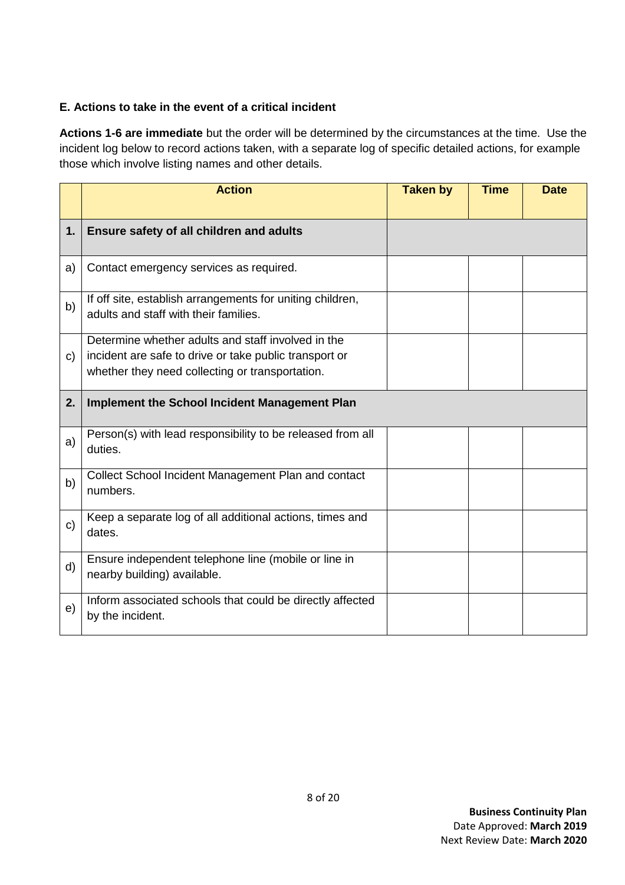### E. Actions to take in the event of a critical incident

**Actions 1-6 are immediate** but the order will be determined by the circumstances at the time. Use the incident log below to record actions taken, with a separate log of specific detailed actions, for example those which involve listing names and other details.

| | Action | Taken by | Time | Date |
|---|---|---|---|---|
| **1.** | **Ensure safety of all children and adults** | | | |
| a) | Contact emergency services as required. | | | |
| b) | If off site, establish arrangements for uniting children, adults and staff with their families. | | | |
| c) | Determine whether adults and staff involved in the incident are safe to drive or take public transport or whether they need collecting or transportation. | | | |
| **2.** | **Implement the School Incident Management Plan** | | | |
| a) | Person(s) with lead responsibility to be released from all duties. | | | |
| b) | Collect School Incident Management Plan and contact numbers. | | | |
| c) | Keep a separate log of all additional actions, times and dates. | | | |
| d) | Ensure independent telephone line (mobile or line in nearby building) available. | | | |
| e) | Inform associated schools that could be directly affected by the incident. | | | |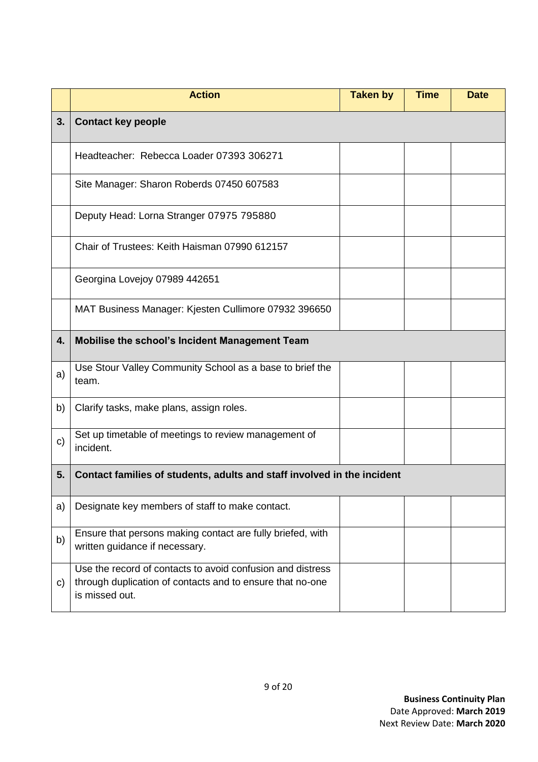| | Action | Taken by | Time | Date |
|---|---|---|---|---|
| **3.** | **Contact key people** | | | |
| | Headteacher: Rebecca Loader 07393 306271 | | | |
| | Site Manager: Sharon Roberds 07450 607583 | | | |
| | Deputy Head: Lorna Stranger 07975 795880 | | | |
| | Chair of Trustees: Keith Haisman 07990 612157 | | | |
| | Georgina Lovejoy 07989 442651 | | | |
| | MAT Business Manager: Kjesten Cullimore 07932 396650 | | | |
| **4.** | **Mobilise the school's Incident Management Team** | | | |
| a) | Use Stour Valley Community School as a base to brief the team. | | | |
| b) | Clarify tasks, make plans, assign roles. | | | |
| c) | Set up timetable of meetings to review management of incident. | | | |
| **5.** | **Contact families of students, adults and staff involved in the incident** | | | |
| a) | Designate key members of staff to make contact. | | | |
| b) | Ensure that persons making contact are fully briefed, with written guidance if necessary. | | | |
| c) | Use the record of contacts to avoid confusion and distress through duplication of contacts and to ensure that no-one is missed out. | | | |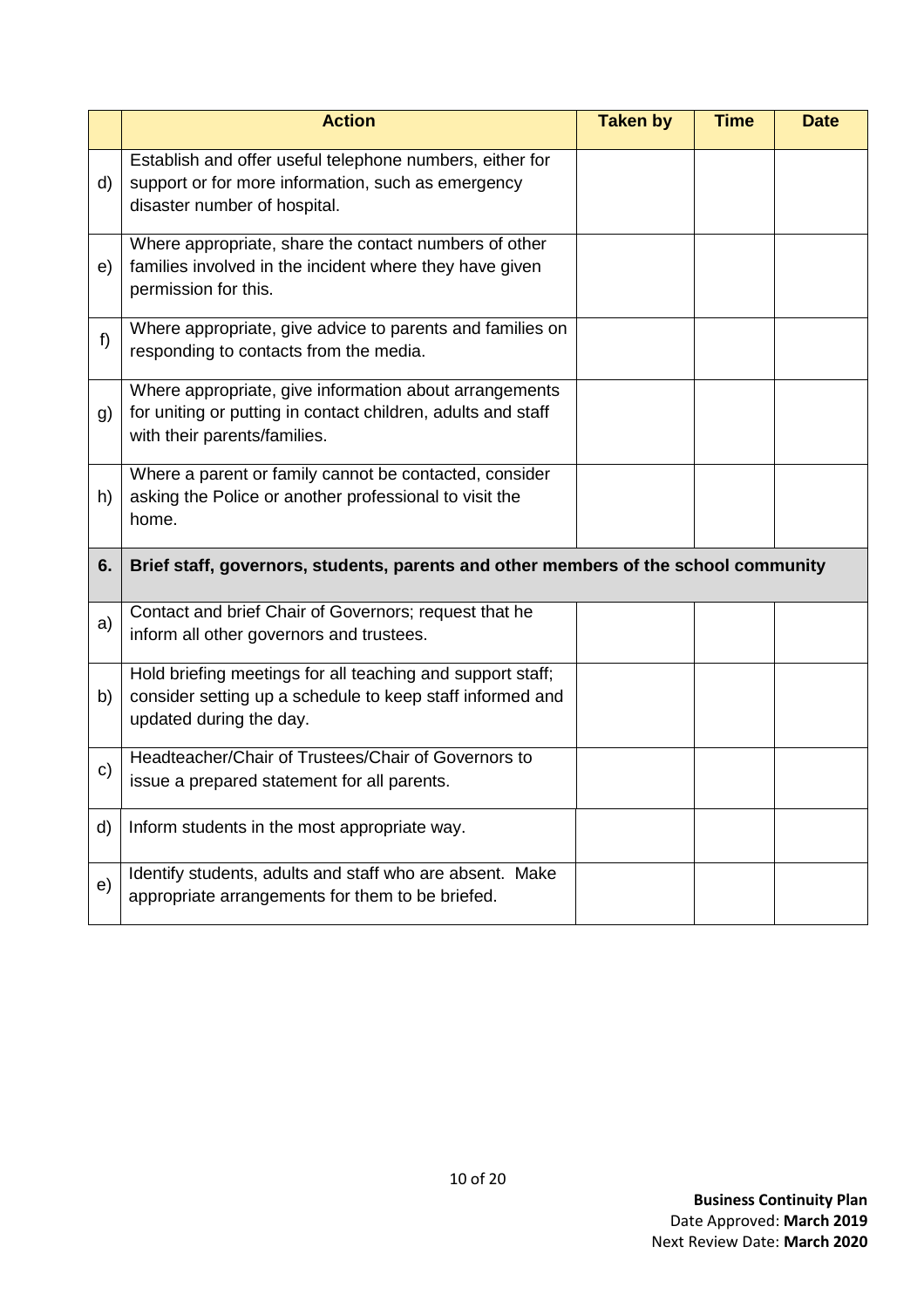| | Action | Taken by | Time | Date |
|---|---|---|---|---|
| d) | Establish and offer useful telephone numbers, either for support or for more information, such as emergency disaster number of hospital. | | | |
| e) | Where appropriate, share the contact numbers of other families involved in the incident where they have given permission for this. | | | |
| f) | Where appropriate, give advice to parents and families on responding to contacts from the media. | | | |
| g) | Where appropriate, give information about arrangements for uniting or putting in contact children, adults and staff with their parents/families. | | | |
| h) | Where a parent or family cannot be contacted, consider asking the Police or another professional to visit the home. | | | |
| **6.** | **Brief staff, governors, students, parents and other members of the school community** | | | |
| a) | Contact and brief Chair of Governors; request that he inform all other governors and trustees. | | | |
| b) | Hold briefing meetings for all teaching and support staff; consider setting up a schedule to keep staff informed and updated during the day. | | | |
| c) | Headteacher/Chair of Trustees/Chair of Governors to issue a prepared statement for all parents. | | | |
| d) | Inform students in the most appropriate way. | | | |
| e) | Identify students, adults and staff who are absent. Make appropriate arrangements for them to be briefed. | | | |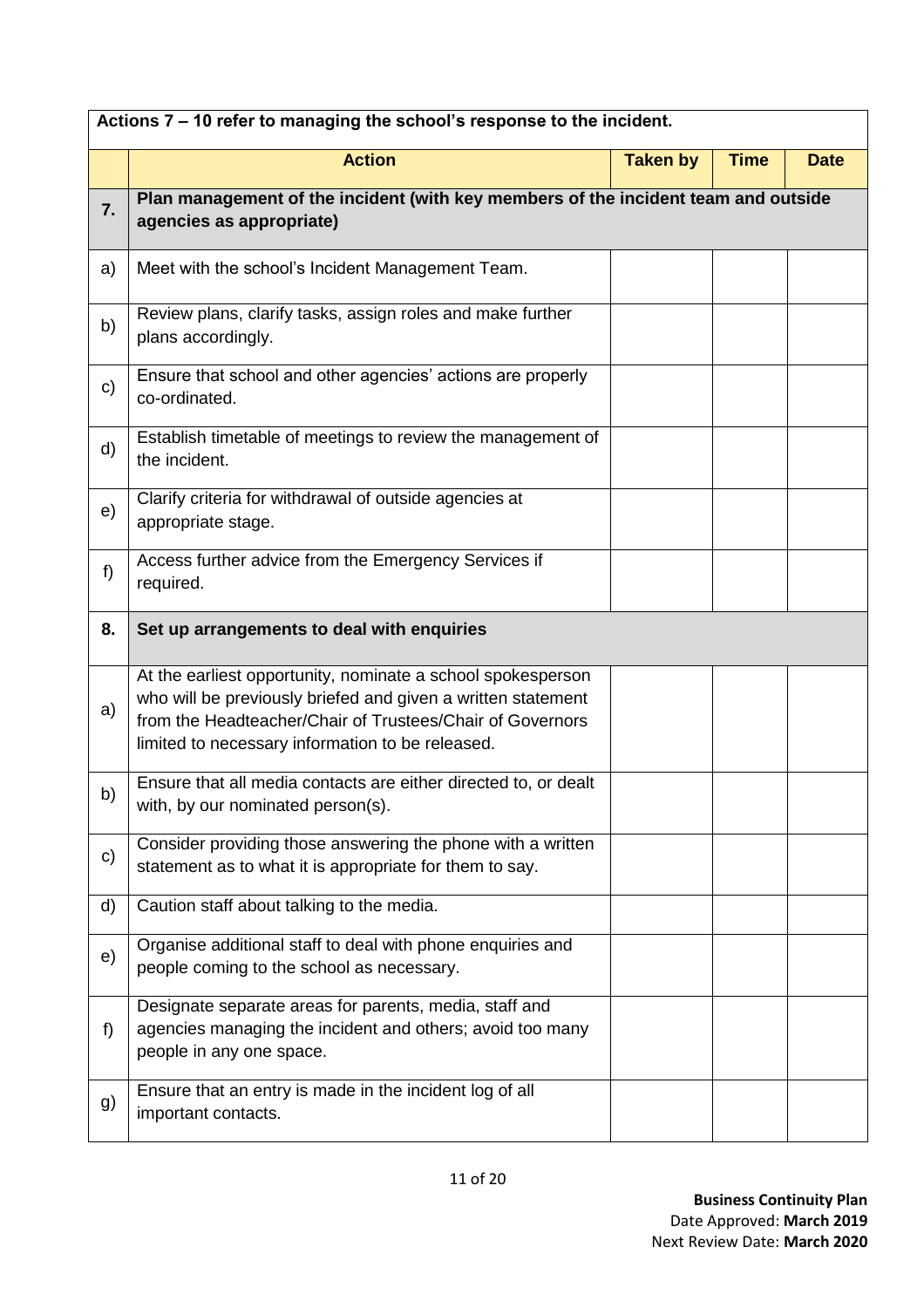| Actions 7 – 10 refer to managing the school's response to the incident. | | | | |
|---|---|---|---|---|
| | **Action** | **Taken by** | **Time** | **Date** |
| **7.** | **Plan management of the incident (with key members of the incident team and outside agencies as appropriate)** | | | |
| a) | Meet with the school's Incident Management Team. | | | |
| b) | Review plans, clarify tasks, assign roles and make further plans accordingly. | | | |
| c) | Ensure that school and other agencies' actions are properly co-ordinated. | | | |
| d) | Establish timetable of meetings to review the management of the incident. | | | |
| e) | Clarify criteria for withdrawal of outside agencies at appropriate stage. | | | |
| f) | Access further advice from the Emergency Services if required. | | | |
| **8.** | **Set up arrangements to deal with enquiries** | | | |
| a) | At the earliest opportunity, nominate a school spokesperson who will be previously briefed and given a written statement from the Headteacher/Chair of Trustees/Chair of Governors limited to necessary information to be released. | | | |
| b) | Ensure that all media contacts are either directed to, or dealt with, by our nominated person(s). | | | |
| c) | Consider providing those answering the phone with a written statement as to what it is appropriate for them to say. | | | |
| d) | Caution staff about talking to the media. | | | |
| e) | Organise additional staff to deal with phone enquiries and people coming to the school as necessary. | | | |
| f) | Designate separate areas for parents, media, staff and agencies managing the incident and others; avoid too many people in any one space. | | | |
| g) | Ensure that an entry is made in the incident log of all important contacts. | | | |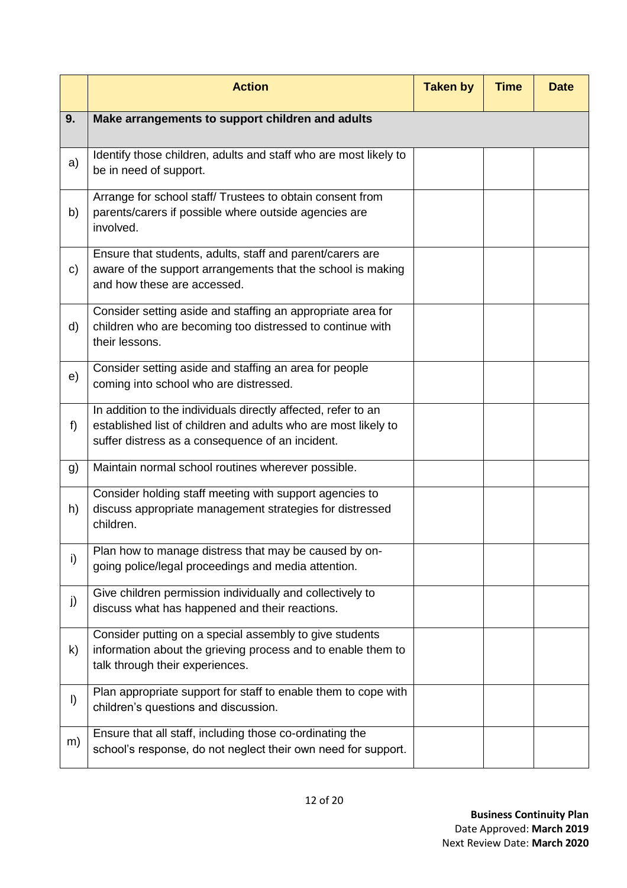| | Action | Taken by | Time | Date |
|---|---|---|---|---|
| **9.** | **Make arrangements to support children and adults** | | | |
| a) | Identify those children, adults and staff who are most likely to be in need of support. | | | |
| b) | Arrange for school staff/ Trustees to obtain consent from parents/carers if possible where outside agencies are involved. | | | |
| c) | Ensure that students, adults, staff and parent/carers are aware of the support arrangements that the school is making and how these are accessed. | | | |
| d) | Consider setting aside and staffing an appropriate area for children who are becoming too distressed to continue with their lessons. | | | |
| e) | Consider setting aside and staffing an area for people coming into school who are distressed. | | | |
| f) | In addition to the individuals directly affected, refer to an established list of children and adults who are most likely to suffer distress as a consequence of an incident. | | | |
| g) | Maintain normal school routines wherever possible. | | | |
| h) | Consider holding staff meeting with support agencies to discuss appropriate management strategies for distressed children. | | | |
| i) | Plan how to manage distress that may be caused by on-going police/legal proceedings and media attention. | | | |
| j) | Give children permission individually and collectively to discuss what has happened and their reactions. | | | |
| k) | Consider putting on a special assembly to give students information about the grieving process and to enable them to talk through their experiences. | | | |
| l) | Plan appropriate support for staff to enable them to cope with children's questions and discussion. | | | |
| m) | Ensure that all staff, including those co-ordinating the school's response, do not neglect their own need for support. | | | |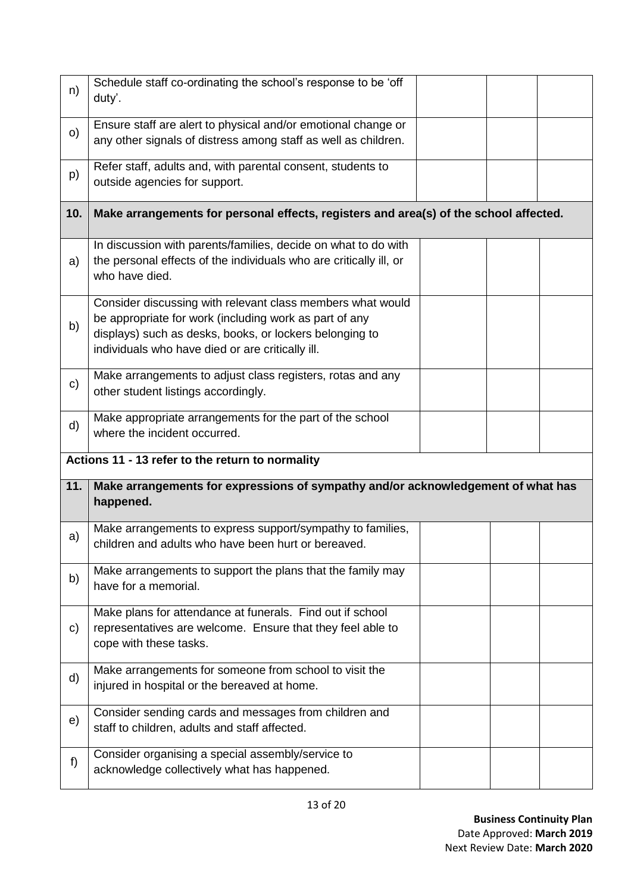| | | | | |
|---|---|---|---|---|
| n) | Schedule staff co-ordinating the school's response to be 'off duty'. | | | |
| o) | Ensure staff are alert to physical and/or emotional change or any other signals of distress among staff as well as children. | | | |
| p) | Refer staff, adults and, with parental consent, students to outside agencies for support. | | | |
| **10.** | **Make arrangements for personal effects, registers and area(s) of the school affected.** | | | |
| a) | In discussion with parents/families, decide on what to do with the personal effects of the individuals who are critically ill, or who have died. | | | |
| b) | Consider discussing with relevant class members what would be appropriate for work (including work as part of any displays) such as desks, books, or lockers belonging to individuals who have died or are critically ill. | | | |
| c) | Make arrangements to adjust class registers, rotas and any other student listings accordingly. | | | |
| d) | Make appropriate arrangements for the part of the school where the incident occurred. | | | |
| **Actions 11 - 13 refer to the return to normality** | | | | |
| **11.** | **Make arrangements for expressions of sympathy and/or acknowledgement of what has happened.** | | | |
| a) | Make arrangements to express support/sympathy to families, children and adults who have been hurt or bereaved. | | | |
| b) | Make arrangements to support the plans that the family may have for a memorial. | | | |
| c) | Make plans for attendance at funerals. Find out if school representatives are welcome. Ensure that they feel able to cope with these tasks. | | | |
| d) | Make arrangements for someone from school to visit the injured in hospital or the bereaved at home. | | | |
| e) | Consider sending cards and messages from children and staff to children, adults and staff affected. | | | |
| f) | Consider organising a special assembly/service to acknowledge collectively what has happened. | | | |

**Business Continuity Plan**
Date Approved: **March 2019**
Next Review Date: **March 2020**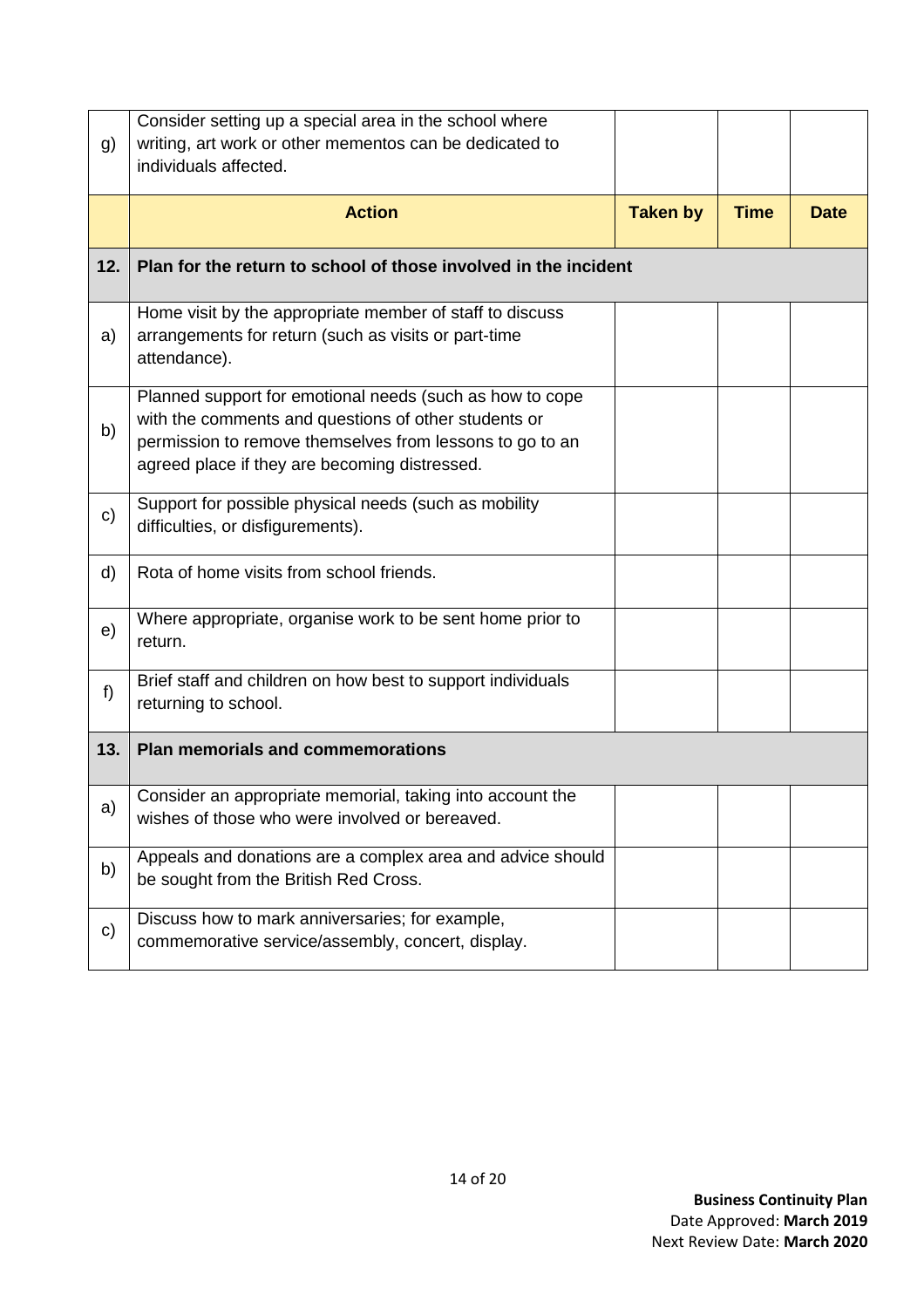| | | | | |
|---|---|---|---|---|
| g) | Consider setting up a special area in the school where writing, art work or other mementos can be dedicated to individuals affected. | | | |
| | **Action** | **Taken by** | **Time** | **Date** |
| **12.** | **Plan for the return to school of those involved in the incident** | | | |
| a) | Home visit by the appropriate member of staff to discuss arrangements for return (such as visits or part-time attendance). | | | |
| b) | Planned support for emotional needs (such as how to cope with the comments and questions of other students or permission to remove themselves from lessons to go to an agreed place if they are becoming distressed. | | | |
| c) | Support for possible physical needs (such as mobility difficulties, or disfigurements). | | | |
| d) | Rota of home visits from school friends. | | | |
| e) | Where appropriate, organise work to be sent home prior to return. | | | |
| f) | Brief staff and children on how best to support individuals returning to school. | | | |
| **13.** | **Plan memorials and commemorations** | | | |
| a) | Consider an appropriate memorial, taking into account the wishes of those who were involved or bereaved. | | | |
| b) | Appeals and donations are a complex area and advice should be sought from the British Red Cross. | | | |
| c) | Discuss how to mark anniversaries; for example, commemorative service/assembly, concert, display. | | | |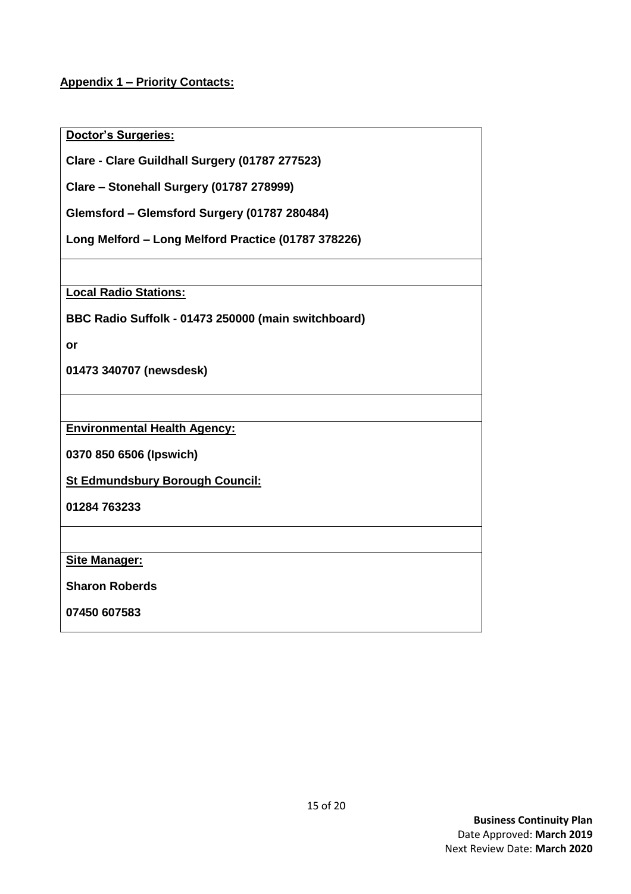## Appendix 1 – Priority Contacts:

**Doctor's Surgeries:**

**Clare - Clare Guildhall Surgery (01787 277523)**

**Clare – Stonehall Surgery (01787 278999)**

**Glemsford – Glemsford Surgery (01787 280484)**

**Long Melford – Long Melford Practice (01787 378226)**

**Local Radio Stations:**

**BBC Radio Suffolk - 01473 250000 (main switchboard)**

**or**

**01473 340707 (newsdesk)**

**Environmental Health Agency:**

**0370 850 6506 (Ipswich)**

**St Edmundsbury Borough Council:**

**01284 763233**

**Site Manager:**

**Sharon Roberds**

**07450 607583**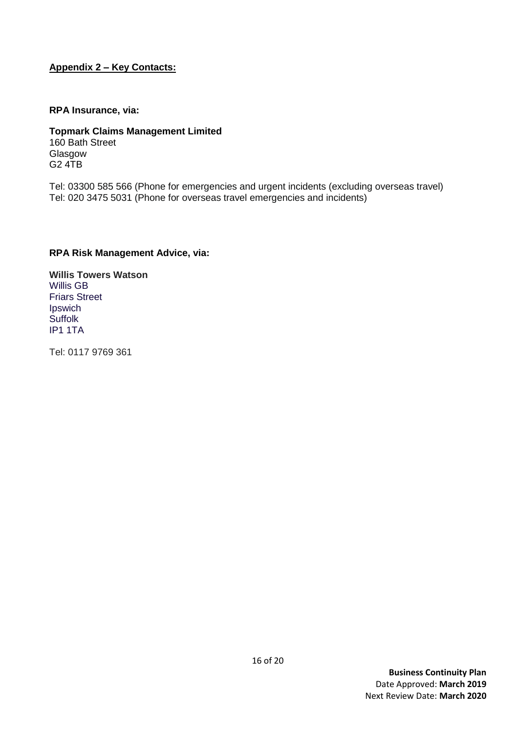## Appendix 2 – Key Contacts:

**RPA Insurance, via:**

**Topmark Claims Management Limited**
160 Bath Street
Glasgow
G2 4TB

Tel: 03300 585 566 (Phone for emergencies and urgent incidents (excluding overseas travel)
Tel: 020 3475 5031 (Phone for overseas travel emergencies and incidents)

**RPA Risk Management Advice, via:**

**Willis Towers Watson**
Willis GB
Friars Street
Ipswich
Suffolk
IP1 1TA

Tel: 0117 9769 361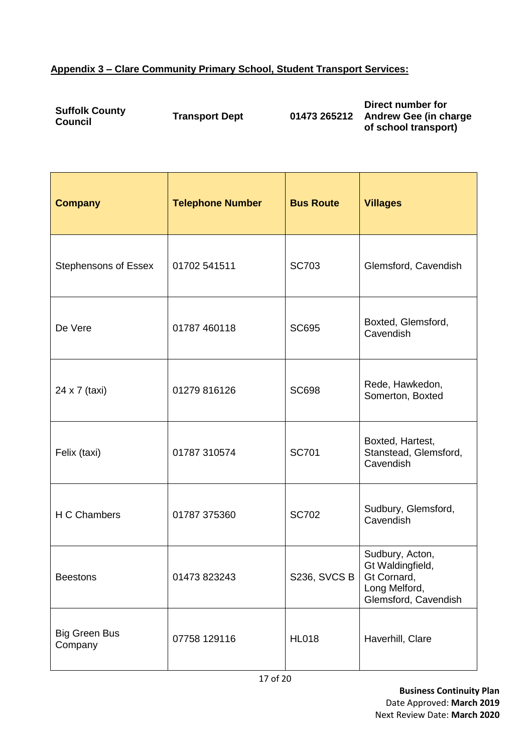**Appendix 3 – Clare Community Primary School, Student Transport Services:**

| **Suffolk County Council** | **Transport Dept** | **01473 265212** | **Direct number for Andrew Gee (in charge of school transport)** |
|---|---|---|---|

| **Company** | **Telephone Number** | **Bus Route** | **Villages** |
|---|---|---|---|
| Stephensons of Essex | 01702 541511 | SC703 | Glemsford, Cavendish |
| De Vere | 01787 460118 | SC695 | Boxted, Glemsford, Cavendish |
| 24 x 7 (taxi) | 01279 816126 | SC698 | Rede, Hawkedon, Somerton, Boxted |
| Felix (taxi) | 01787 310574 | SC701 | Boxted, Hartest, Stanstead, Glemsford, Cavendish |
| H C Chambers | 01787 375360 | SC702 | Sudbury, Glemsford, Cavendish |
| Beestons | 01473 823243 | S236, SVCS B | Sudbury, Acton, Gt Waldingfield, Gt Cornard, Long Melford, Glemsford, Cavendish |
| Big Green Bus Company | 07758 129116 | HL018 | Haverhill, Clare |

**Business Continuity Plan**
Date Approved: **March 2019**
Next Review Date: **March 2020**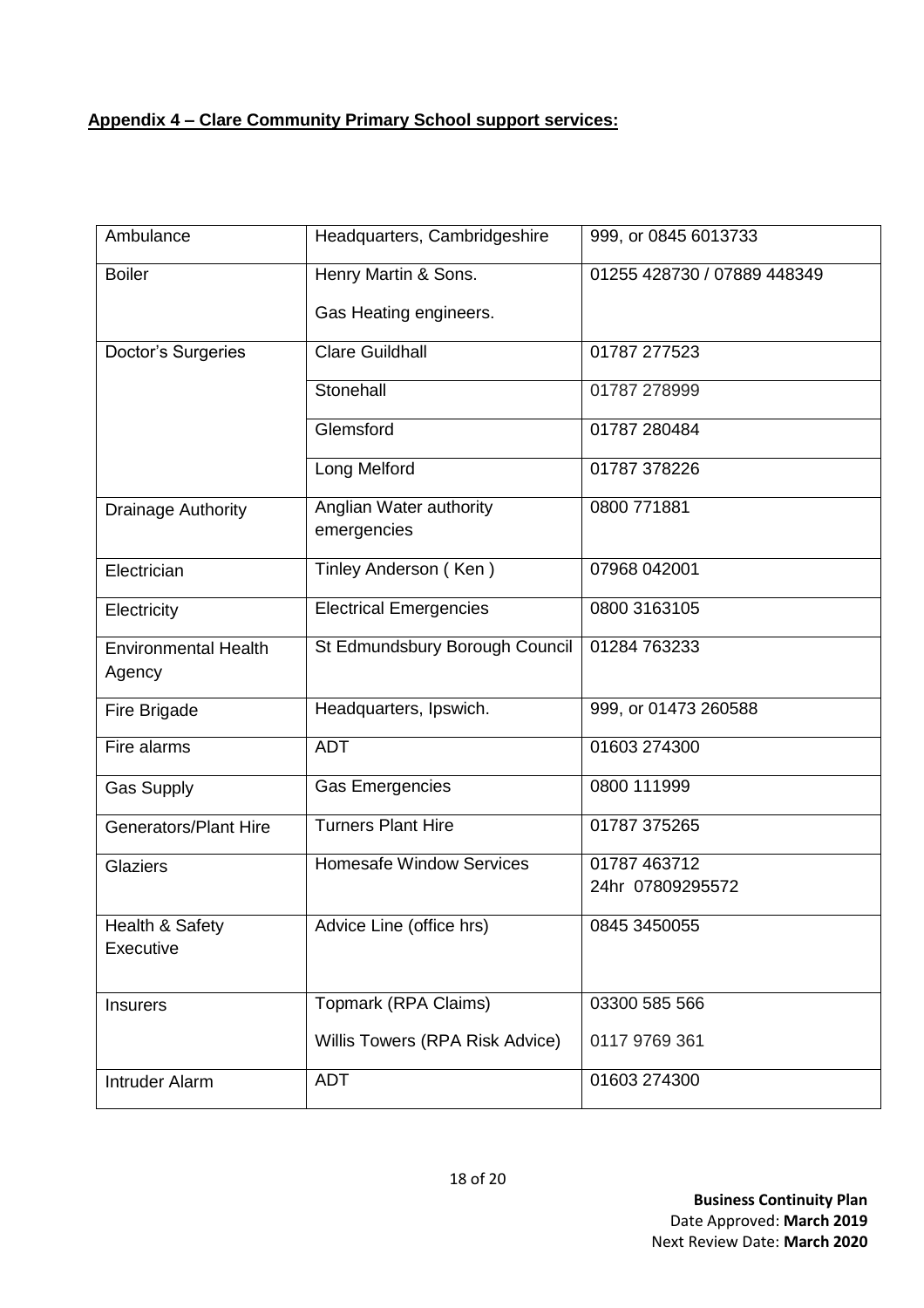**Appendix 4 – Clare Community Primary School support services:**

| | | |
|---|---|---|
| Ambulance | Headquarters, Cambridgeshire | 999, or 0845 6013733 |
| Boiler | Henry Martin & Sons.<br><br>Gas Heating engineers. | 01255 428730 / 07889 448349 |
| Doctor's Surgeries | Clare Guildhall | 01787 277523 |
| | Stonehall | 01787 278999 |
| | Glemsford | 01787 280484 |
| | Long Melford | 01787 378226 |
| Drainage Authority | Anglian Water authority emergencies | 0800 771881 |
| Electrician | Tinley Anderson ( Ken ) | 07968 042001 |
| Electricity | Electrical Emergencies | 0800 3163105 |
| Environmental Health Agency | St Edmundsbury Borough Council | 01284 763233 |
| Fire Brigade | Headquarters, Ipswich. | 999, or 01473 260588 |
| Fire alarms | ADT | 01603 274300 |
| Gas Supply | Gas Emergencies | 0800 111999 |
| Generators/Plant Hire | Turners Plant Hire | 01787 375265 |
| Glaziers | Homesafe Window Services | 01787 463712<br>24hr 07809295572 |
| Health & Safety Executive | Advice Line (office hrs) | 0845 3450055 |
| Insurers | Topmark (RPA Claims)<br><br>Willis Towers (RPA Risk Advice) | 03300 585 566<br><br>0117 9769 361 |
| Intruder Alarm | ADT | 01603 274300 |

**Business Continuity Plan**
Date Approved: **March 2019**
Next Review Date: **March 2020**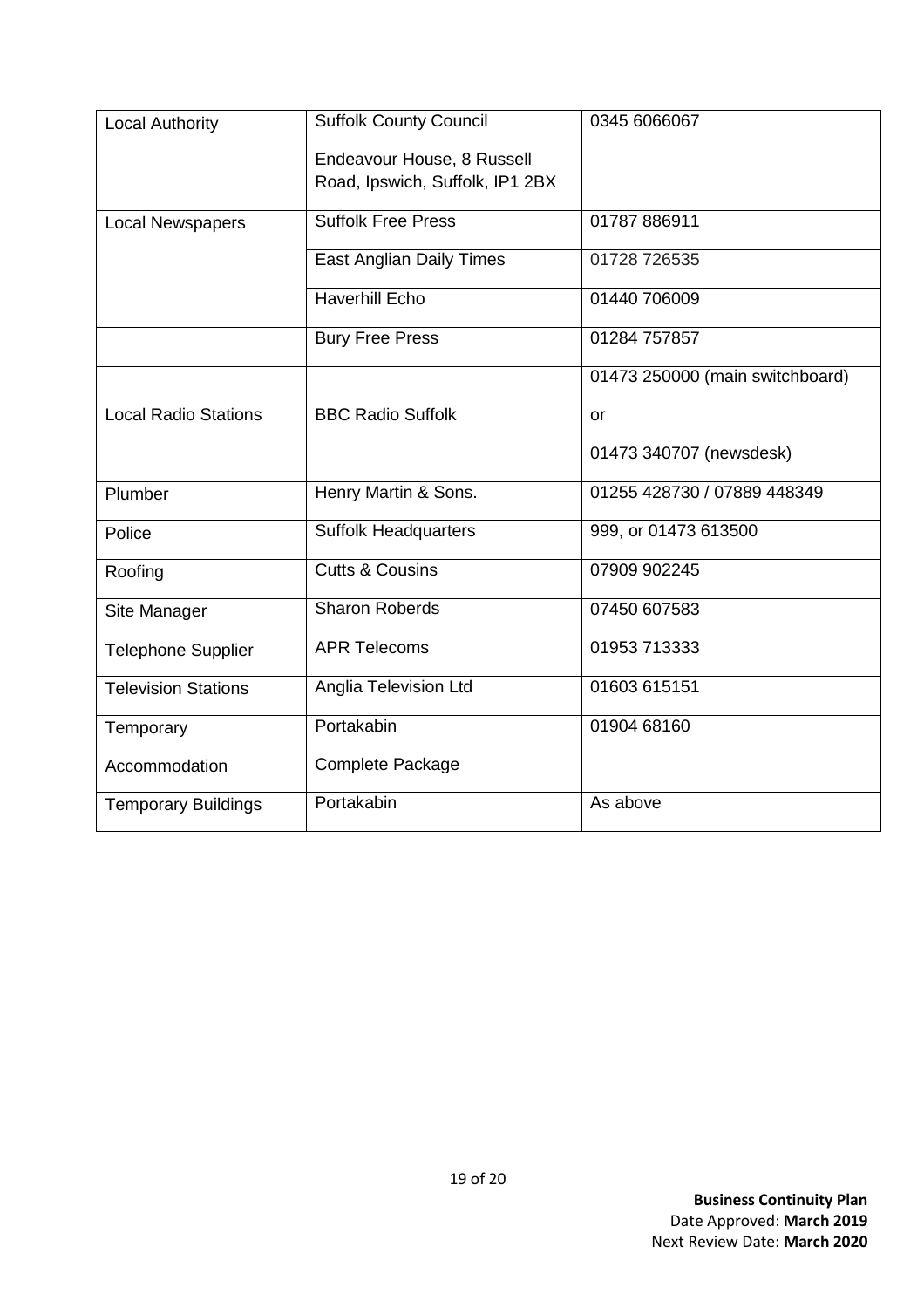| Local Authority | Suffolk County Council<br><br>Endeavour House, 8 Russell Road, Ipswich, Suffolk, IP1 2BX | 0345 6066067 |
|---|---|---|
| Local Newspapers | Suffolk Free Press | 01787 886911 |
| | East Anglian Daily Times | 01728 726535 |
| | Haverhill Echo | 01440 706009 |
| | Bury Free Press | 01284 757857 |
| Local Radio Stations | BBC Radio Suffolk | 01473 250000 (main switchboard)<br><br>or<br><br>01473 340707 (newsdesk) |
| Plumber | Henry Martin & Sons. | 01255 428730 / 07889 448349 |
| Police | Suffolk Headquarters | 999, or 01473 613500 |
| Roofing | Cutts & Cousins | 07909 902245 |
| Site Manager | Sharon Roberds | 07450 607583 |
| Telephone Supplier | APR Telecoms | 01953 713333 |
| Television Stations | Anglia Television Ltd | 01603 615151 |
| Temporary Accommodation | Portakabin<br><br>Complete Package | 01904 68160 |
| Temporary Buildings | Portakabin | As above |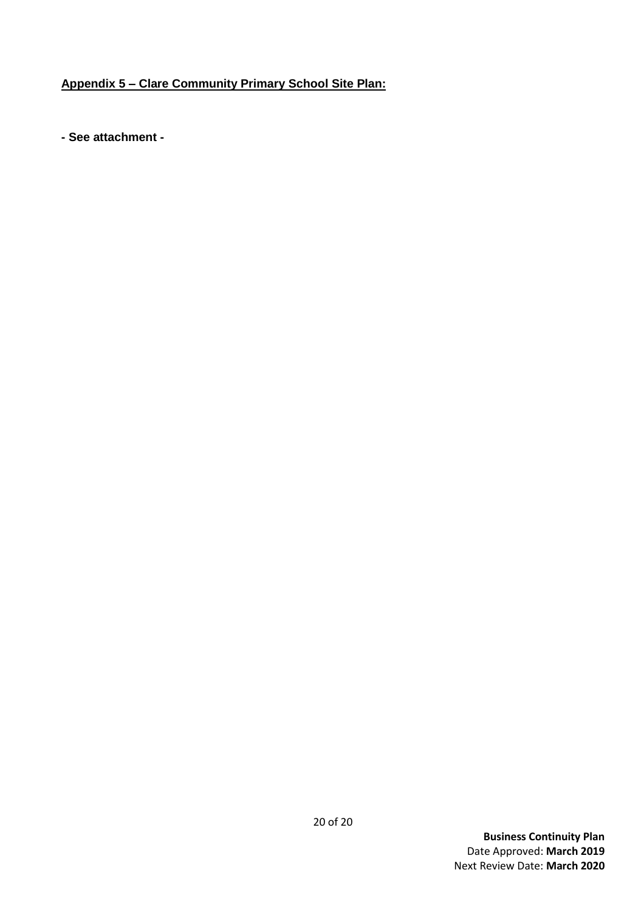**Appendix 5 – Clare Community Primary School Site Plan:**

**- See attachment -**